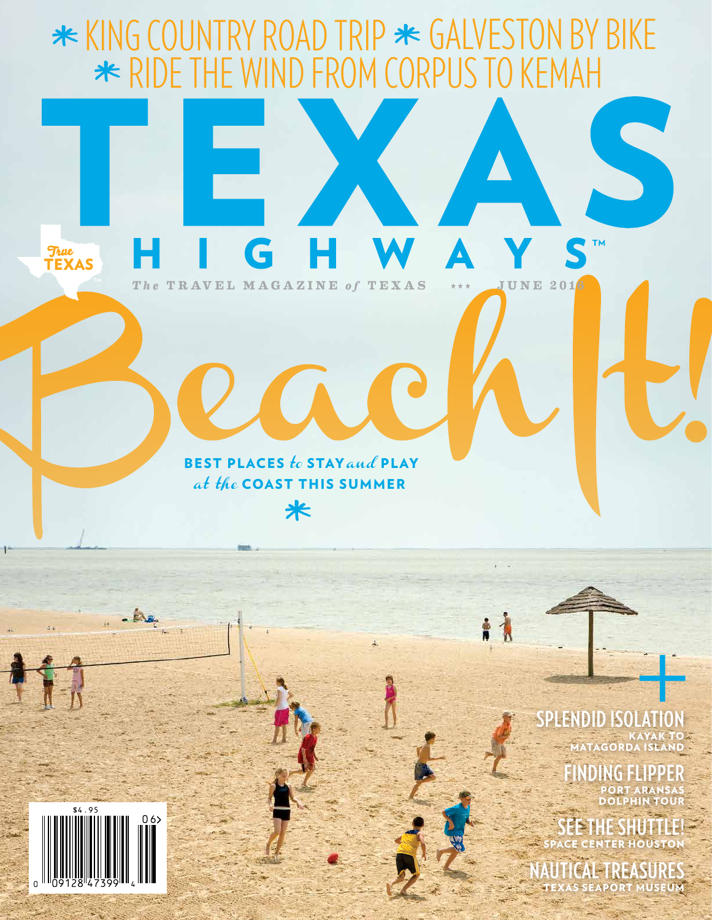* KING COUNTRY ROAD TRIP * GALVESTON BY BIKE
* RIDE THE WIND FROM CORPUS TO KEMAH

# TEXAS HIGHWAYS™

True TEXAS

*The* TRAVEL MAGAZINE *of* TEXAS ★★★ JUNE 2016

# Beach It!

BEST PLACES *to* STAY *and* PLAY *at the* COAST THIS SUMMER

*

+

**SPLENDID ISOLATION**
KAYAK TO MATAGORDA ISLAND

**FINDING FLIPPER**
PORT ARANSAS DOLPHIN TOUR

**SEE THE SHUTTLE!**
SPACE CENTER HOUSTON

**NAUTICAL TREASURES**
TEXAS SEAPORT MUSEUM

$4.95

06>

0 09128 47399 4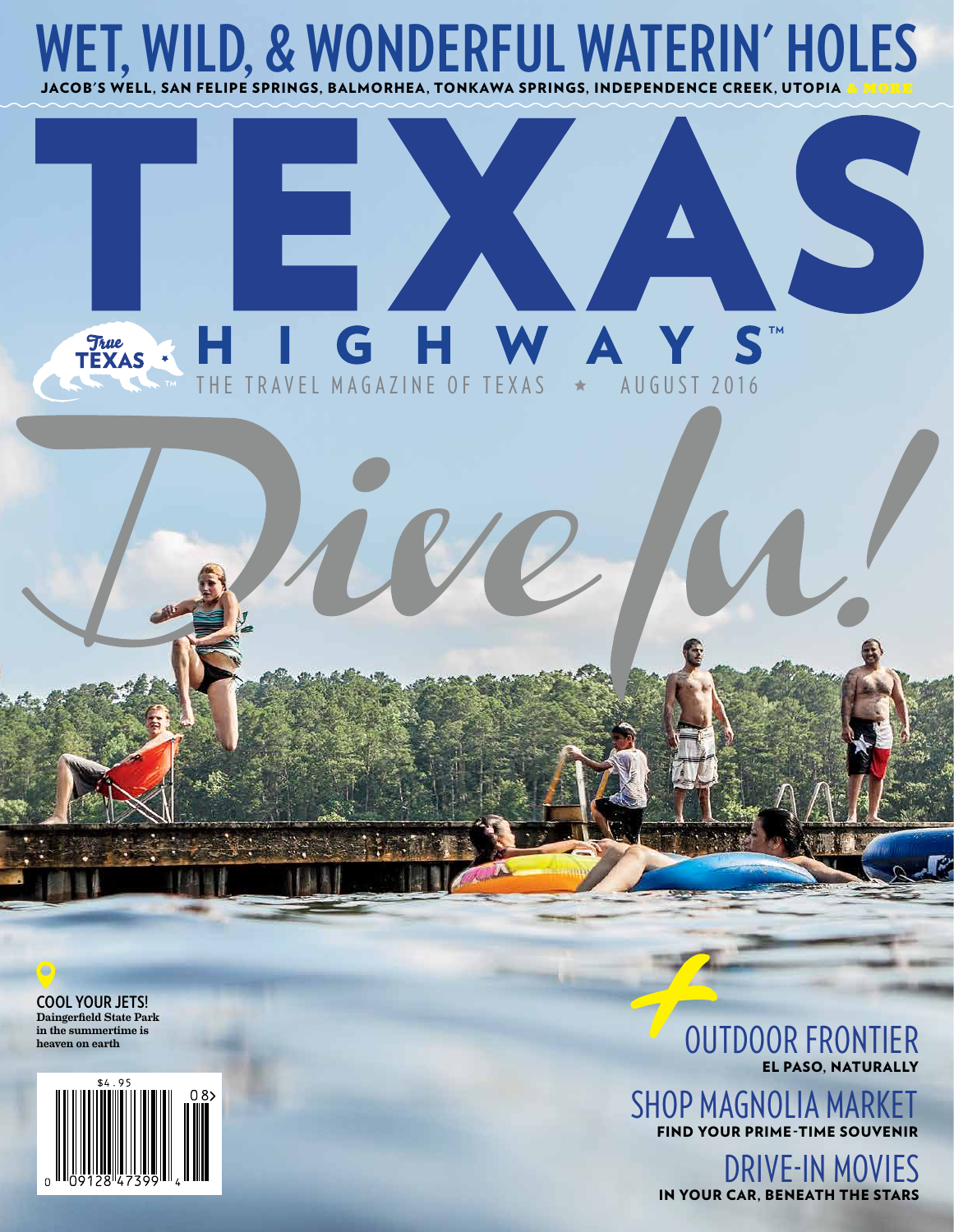# WET, WILD, & WONDERFUL WATERIN' HOLES

**JACOB'S WELL, SAN FELIPE SPRINGS, BALMORHEA, TONKAWA SPRINGS, INDEPENDENCE CREEK, UTOPIA & MORE**

# TEXAS HIGHWAYS™

True TEXAS™

THE TRAVEL MAGAZINE OF TEXAS ★ AUGUST 2016

*Dive In!*

**COOL YOUR JETS!**
Daingerfield State Park in the summertime is heaven on earth

$4.95

+

## OUTDOOR FRONTIER
**EL PASO, NATURALLY**

## SHOP MAGNOLIA MARKET
**FIND YOUR PRIME-TIME SOUVENIR**

## DRIVE-IN MOVIES
**IN YOUR CAR, BENEATH THE STARS**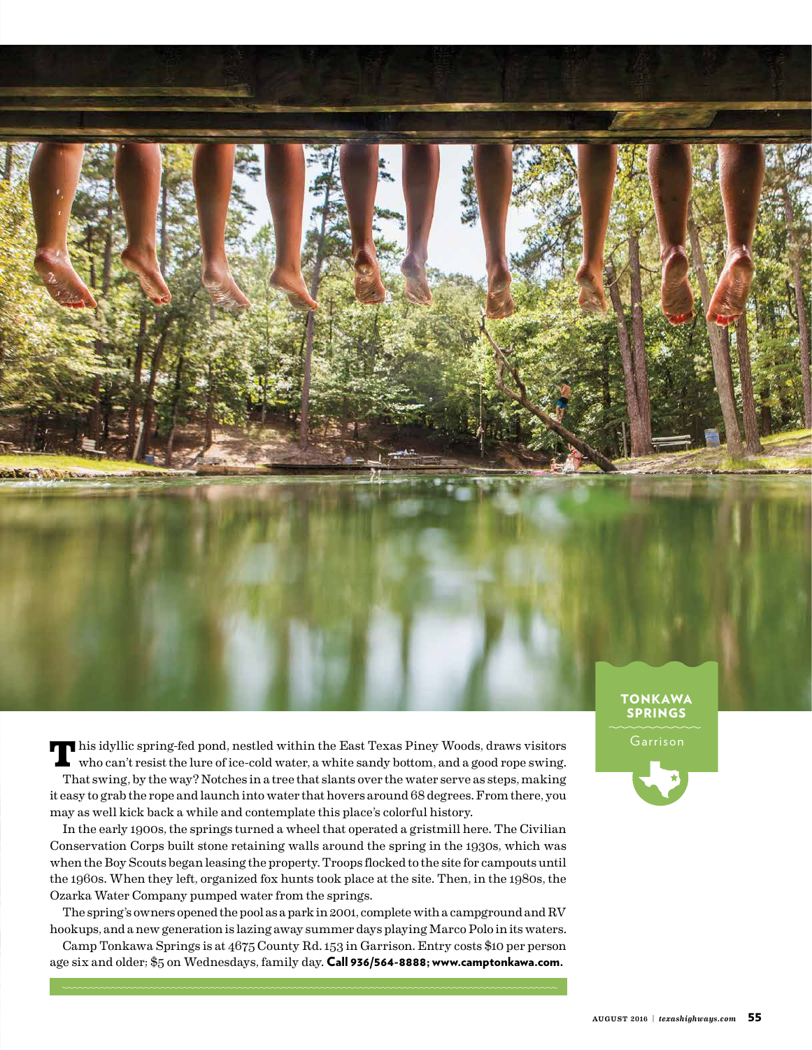## TONKAWA SPRINGS

Garrison

This idyllic spring-fed pond, nestled within the East Texas Piney Woods, draws visitors who can't resist the lure of ice-cold water, a white sandy bottom, and a good rope swing.

That swing, by the way? Notches in a tree that slants over the water serve as steps, making it easy to grab the rope and launch into water that hovers around 68 degrees. From there, you may as well kick back a while and contemplate this place's colorful history.

In the early 1900s, the springs turned a wheel that operated a gristmill here. The Civilian Conservation Corps built stone retaining walls around the spring in the 1930s, which was when the Boy Scouts began leasing the property. Troops flocked to the site for campouts until the 1960s. When they left, organized fox hunts took place at the site. Then, in the 1980s, the Ozarka Water Company pumped water from the springs.

The spring's owners opened the pool as a park in 2001, complete with a campground and RV hookups, and a new generation is lazing away summer days playing Marco Polo in its waters.

Camp Tonkawa Springs is at 4675 County Rd. 153 in Garrison. Entry costs $10 per person age six and older; $5 on Wednesdays, family day. **Call 936/564-8888; www.camptonkawa.com.**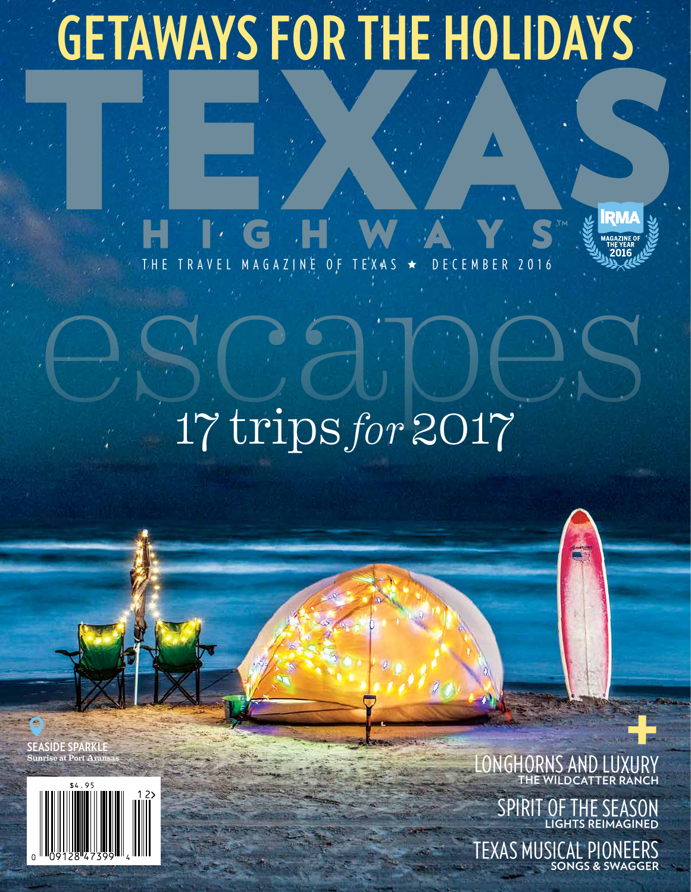GETAWAYS FOR THE HOLIDAYS

# TEXAS HIGHWAYS™

THE TRAVEL MAGAZINE OF TEXAS ★ DECEMBER 2016

IRMA MAGAZINE OF THE YEAR 2016

# escapes

## 17 trips *for* 2017

SEASIDE SPARKLE
Sunrise at Port Aransas

$4.95

12>

0 09128 47399 4

+

LONGHORNS AND LUXURY
THE WILDCATTER RANCH

SPIRIT OF THE SEASON
LIGHTS REIMAGINED

TEXAS MUSICAL PIONEERS
SONGS & SWAGGER